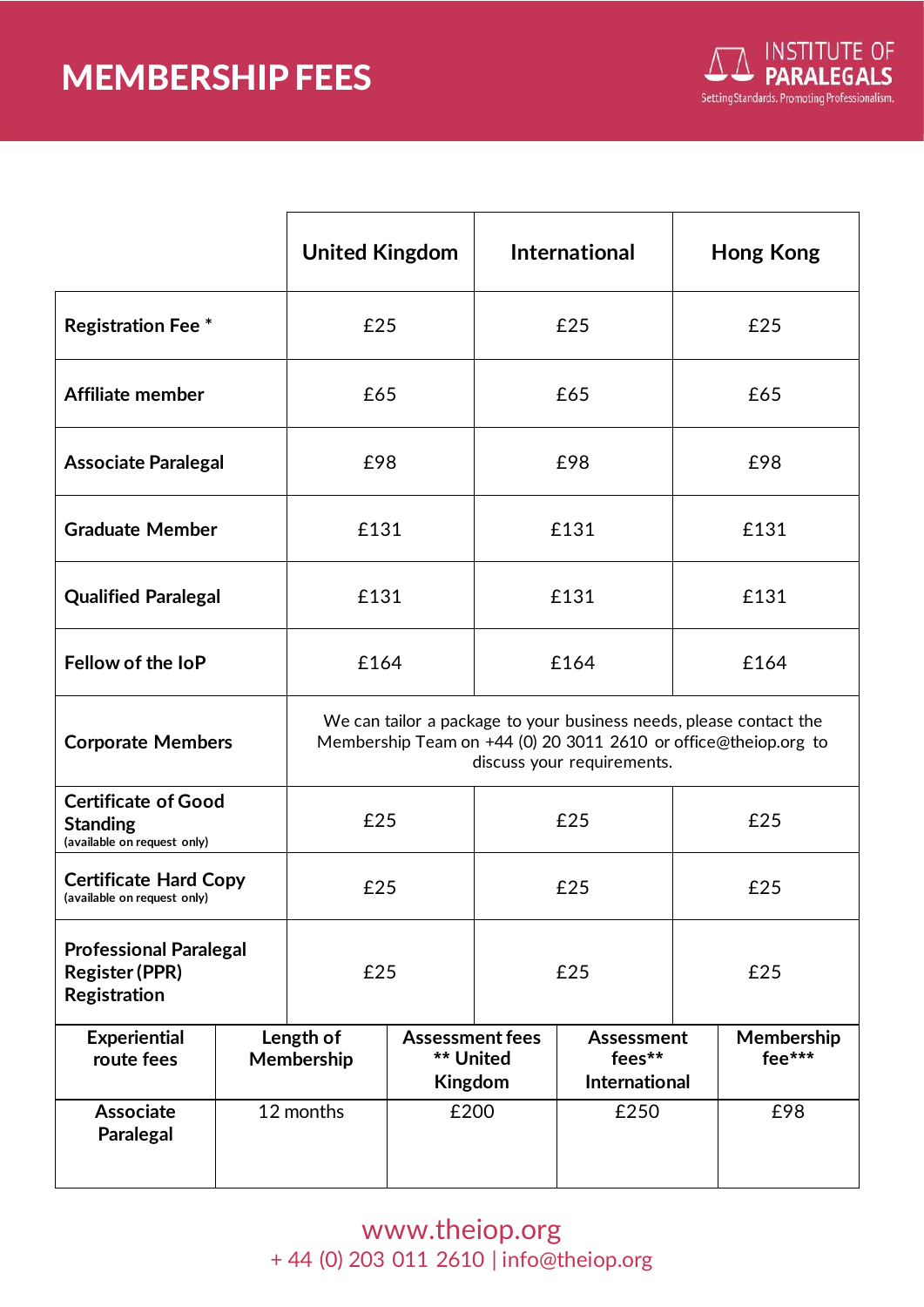# MEMBERSHIP FEES

INSTITUTE OF PARALEGALS
Setting Standards. Promoting Professionalism.

| | United Kingdom | International | Hong Kong |
|---|---|---|---|
| **Registration Fee** * | £25 | £25 | £25 |
| **Affiliate member** | £65 | £65 | £65 |
| **Associate Paralegal** | £98 | £98 | £98 |
| **Graduate Member** | £131 | £131 | £131 |
| **Qualified Paralegal** | £131 | £131 | £131 |
| **Fellow of the IoP** | £164 | £164 | £164 |
| **Corporate Members** | We can tailor a package to your business needs, please contact the Membership Team on +44 (0) 20 3011 2610 or office@theiop.org to discuss your requirements. | | |
| **Certificate of Good Standing** (available on request only) | £25 | £25 | £25 |
| **Certificate Hard Copy** (available on request only) | £25 | £25 | £25 |
| **Professional Paralegal Register (PPR) Registration** | £25 | £25 | £25 |

| Experiential route fees | Length of Membership | Assessment fees ** United Kingdom | Assessment fees** International | Membership fee*** |
|---|---|---|---|---|
| Associate Paralegal | 12 months | £200 | £250 | £98 |

www.theiop.org
+ 44 (0) 203 011 2610 | info@theiop.org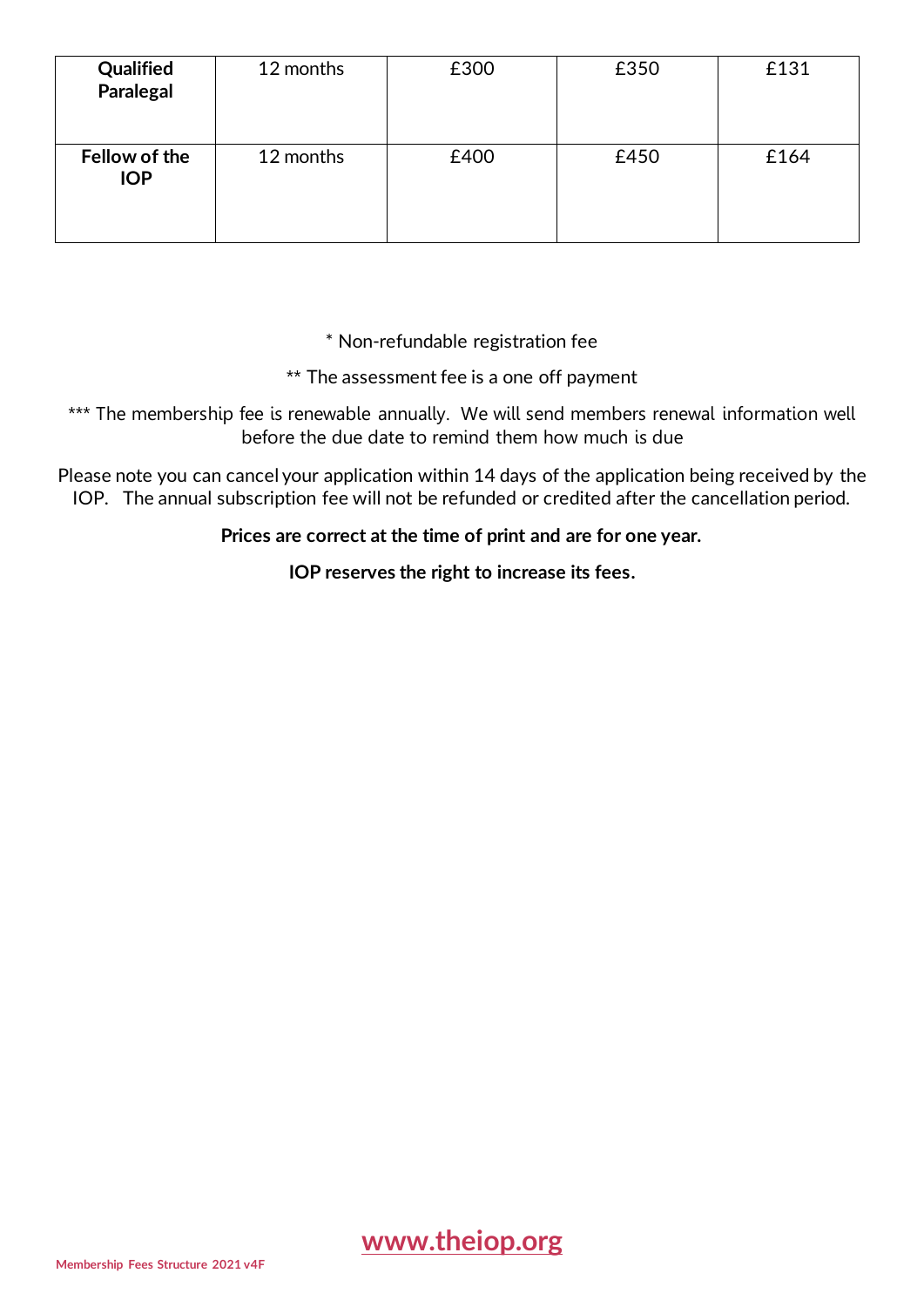| | | | | |
|---|---|---|---|---|
| **Qualified Paralegal** | 12 months | £300 | £350 | £131 |
| **Fellow of the IOP** | 12 months | £400 | £450 | £164 |

* Non-refundable registration fee

** The assessment fee is a one off payment

*** The membership fee is renewable annually. We will send members renewal information well before the due date to remind them how much is due

Please note you can cancel your application within 14 days of the application being received by the IOP. The annual subscription fee will not be refunded or credited after the cancellation period.

**Prices are correct at the time of print and are for one year.**

**IOP reserves the right to increase its fees.**

www.theiop.org

Membership Fees Structure 2021 v4F